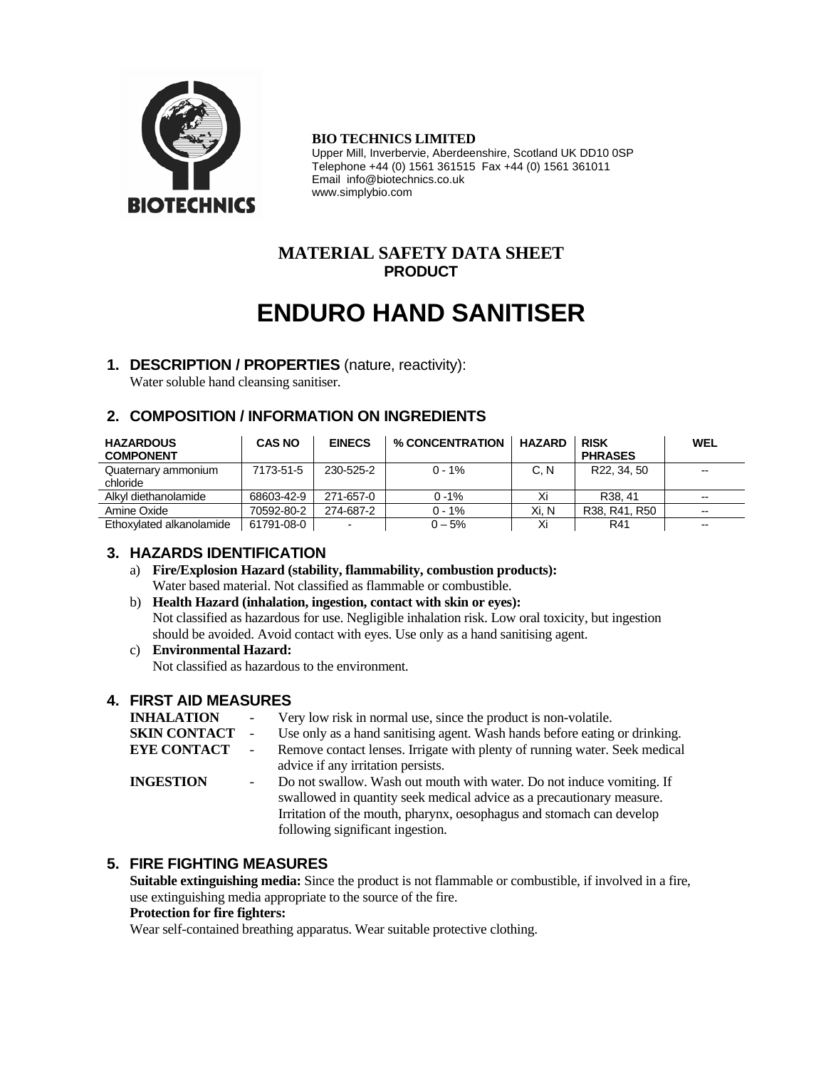**BIO TECHNICS LIMITED**
Upper Mill, Inverbervie, Aberdeenshire, Scotland UK DD10 0SP
Telephone +44 (0) 1561 361515 Fax +44 (0) 1561 361011
Email info@biotechnics.co.uk
www.simplybio.com

## MATERIAL SAFETY DATA SHEET
**PRODUCT**

# ENDURO HAND SANITISER

## 1. DESCRIPTION / PROPERTIES (nature, reactivity):

Water soluble hand cleansing sanitiser.

## 2. COMPOSITION / INFORMATION ON INGREDIENTS

| HAZARDOUS COMPONENT | CAS NO | EINECS | % CONCENTRATION | HAZARD | RISK PHRASES | WEL |
|---|---|---|---|---|---|---|
| Quaternary ammonium chloride | 7173-51-5 | 230-525-2 | 0 - 1% | C, N | R22, 34, 50 | -- |
| Alkyl diethanolamide | 68603-42-9 | 271-657-0 | 0 -1% | Xi | R38, 41 | -- |
| Amine Oxide | 70592-80-2 | 274-687-2 | 0 - 1% | Xi, N | R38, R41, R50 | -- |
| Ethoxylated alkanolamide | 61791-08-0 | - | 0 – 5% | Xi | R41 | -- |

## 3. HAZARDS IDENTIFICATION

a) **Fire/Explosion Hazard (stability, flammability, combustion products):**
Water based material. Not classified as flammable or combustible.

b) **Health Hazard (inhalation, ingestion, contact with skin or eyes):**
Not classified as hazardous for use. Negligible inhalation risk. Low oral toxicity, but ingestion should be avoided. Avoid contact with eyes. Use only as a hand sanitising agent.

c) **Environmental Hazard:**
Not classified as hazardous to the environment.

## 4. FIRST AID MEASURES

**INHALATION** - Very low risk in normal use, since the product is non-volatile.

**SKIN CONTACT** - Use only as a hand sanitising agent. Wash hands before eating or drinking.

**EYE CONTACT** - Remove contact lenses. Irrigate with plenty of running water. Seek medical advice if any irritation persists.

**INGESTION** - Do not swallow. Wash out mouth with water. Do not induce vomiting. If swallowed in quantity seek medical advice as a precautionary measure. Irritation of the mouth, pharynx, oesophagus and stomach can develop following significant ingestion.

## 5. FIRE FIGHTING MEASURES

**Suitable extinguishing media:** Since the product is not flammable or combustible, if involved in a fire, use extinguishing media appropriate to the source of the fire.

**Protection for fire fighters:**

Wear self-contained breathing apparatus. Wear suitable protective clothing.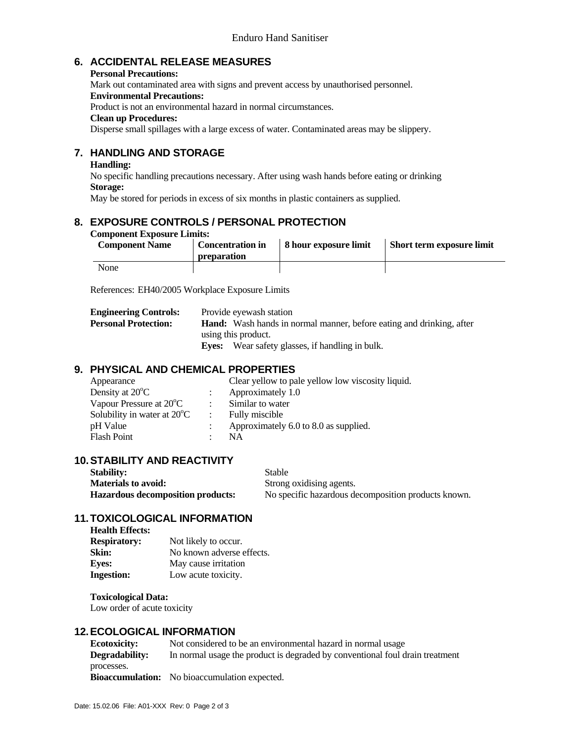## 6. ACCIDENTAL RELEASE MEASURES

**Personal Precautions:**
Mark out contaminated area with signs and prevent access by unauthorised personnel.

**Environmental Precautions:**
Product is not an environmental hazard in normal circumstances.

**Clean up Procedures:**
Disperse small spillages with a large excess of water. Contaminated areas may be slippery.

## 7. HANDLING AND STORAGE

**Handling:**
No specific handling precautions necessary. After using wash hands before eating or drinking

**Storage:**
May be stored for periods in excess of six months in plastic containers as supplied.

## 8. EXPOSURE CONTROLS / PERSONAL PROTECTION

**Component Exposure Limits:**

| Component Name | Concentration in preparation | 8 hour exposure limit | Short term exposure limit |
|---|---|---|---|
| None | | | |

References: EH40/2005 Workplace Exposure Limits

**Engineering Controls:** Provide eyewash station

**Personal Protection:** **Hand:** Wash hands in normal manner, before eating and drinking, after using this product.
**Eyes:** Wear safety glasses, if handling in bulk.

## 9. PHYSICAL AND CHEMICAL PROPERTIES

| | | |
|---|---|---|
| Appearance | | Clear yellow to pale yellow low viscosity liquid. |
| Density at 20$^o$C | : | Approximately 1.0 |
| Vapour Pressure at 20$^o$C | : | Similar to water |
| Solubility in water at 20$^o$C | : | Fully miscible |
| pH Value | : | Approximately 6.0 to 8.0 as supplied. |
| Flash Point | : | NA |

## 10. STABILITY AND REACTIVITY

**Stability:** Stable
**Materials to avoid:** Strong oxidising agents.
**Hazardous decomposition products:** No specific hazardous decomposition products known.

## 11. TOXICOLOGICAL INFORMATION

**Health Effects:**
**Respiratory:** Not likely to occur.
**Skin:** No known adverse effects.
**Eyes:** May cause irritation
**Ingestion:** Low acute toxicity.

**Toxicological Data:**
Low order of acute toxicity

## 12. ECOLOGICAL INFORMATION

**Ecotoxicity:** Not considered to be an environmental hazard in normal usage
**Degradability:** In normal usage the product is degraded by conventional foul drain treatment processes.
**Bioaccumulation:** No bioaccumulation expected.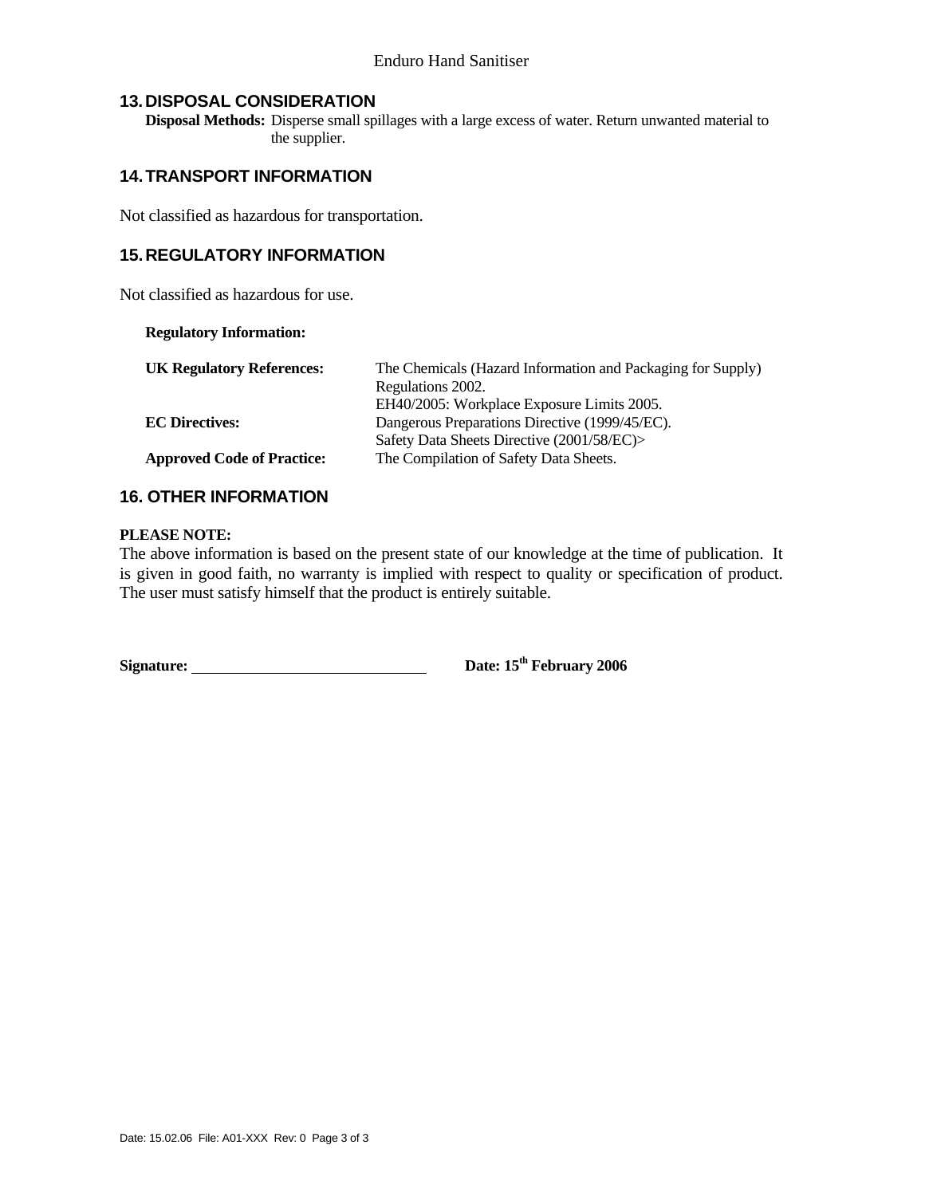## 13. DISPOSAL CONSIDERATION

**Disposal Methods:** Disperse small spillages with a large excess of water. Return unwanted material to the supplier.

## 14. TRANSPORT INFORMATION

Not classified as hazardous for transportation.

## 15. REGULATORY INFORMATION

Not classified as hazardous for use.

**Regulatory Information:**

| | |
|---|---|
| **UK Regulatory References:** | The Chemicals (Hazard Information and Packaging for Supply) Regulations 2002. |
| | EH40/2005: Workplace Exposure Limits 2005. |
| **EC Directives:** | Dangerous Preparations Directive (1999/45/EC). |
| | Safety Data Sheets Directive (2001/58/EC)> |
| **Approved Code of Practice:** | The Compilation of Safety Data Sheets. |

## 16. OTHER INFORMATION

**PLEASE NOTE:**

The above information is based on the present state of our knowledge at the time of publication. It is given in good faith, no warranty is implied with respect to quality or specification of product. The user must satisfy himself that the product is entirely suitable.

**Signature:** ______________________________ **Date: 15th February 2006**